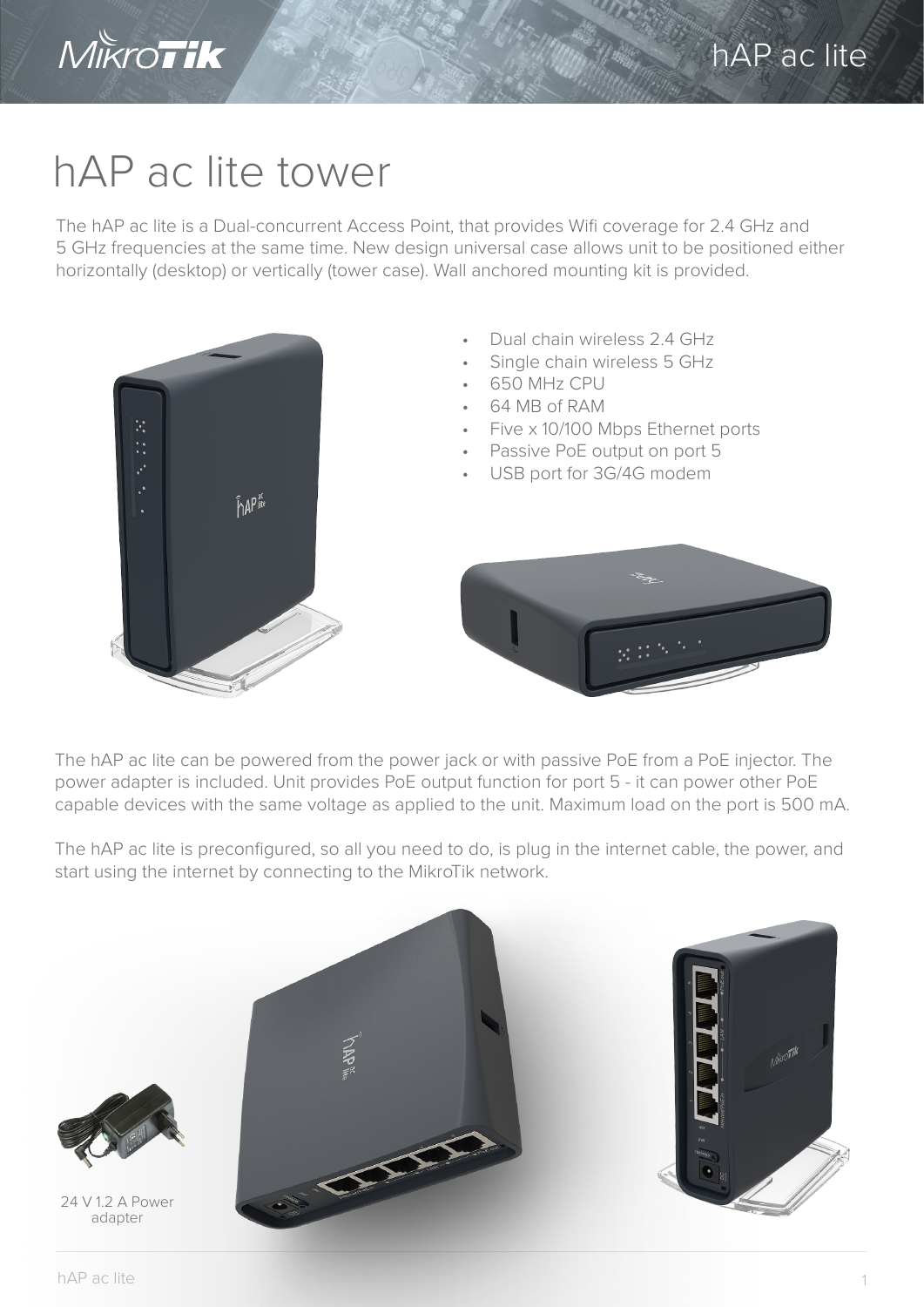# hAP ac lite tower

The hAP ac lite is a Dual-concurrent Access Point, that provides Wifi coverage for 2.4 GHz and 5 GHz frequencies at the same time. New design universal case allows unit to be positioned either horizontally (desktop) or vertically (tower case). Wall anchored mounting kit is provided.

- Dual chain wireless 2.4 GHz
- Single chain wireless 5 GHz
- 650 MHz CPU
- 64 MB of RAM
- Five x 10/100 Mbps Ethernet ports
- Passive PoE output on port 5
- USB port for 3G/4G modem

The hAP ac lite can be powered from the power jack or with passive PoE from a PoE injector. The power adapter is included. Unit provides PoE output function for port 5 - it can power other PoE capable devices with the same voltage as applied to the unit. Maximum load on the port is 500 mA.

The hAP ac lite is preconfigured, so all you need to do, is plug in the internet cable, the power, and start using the internet by connecting to the MikroTik network.

24 V 1.2 A Power adapter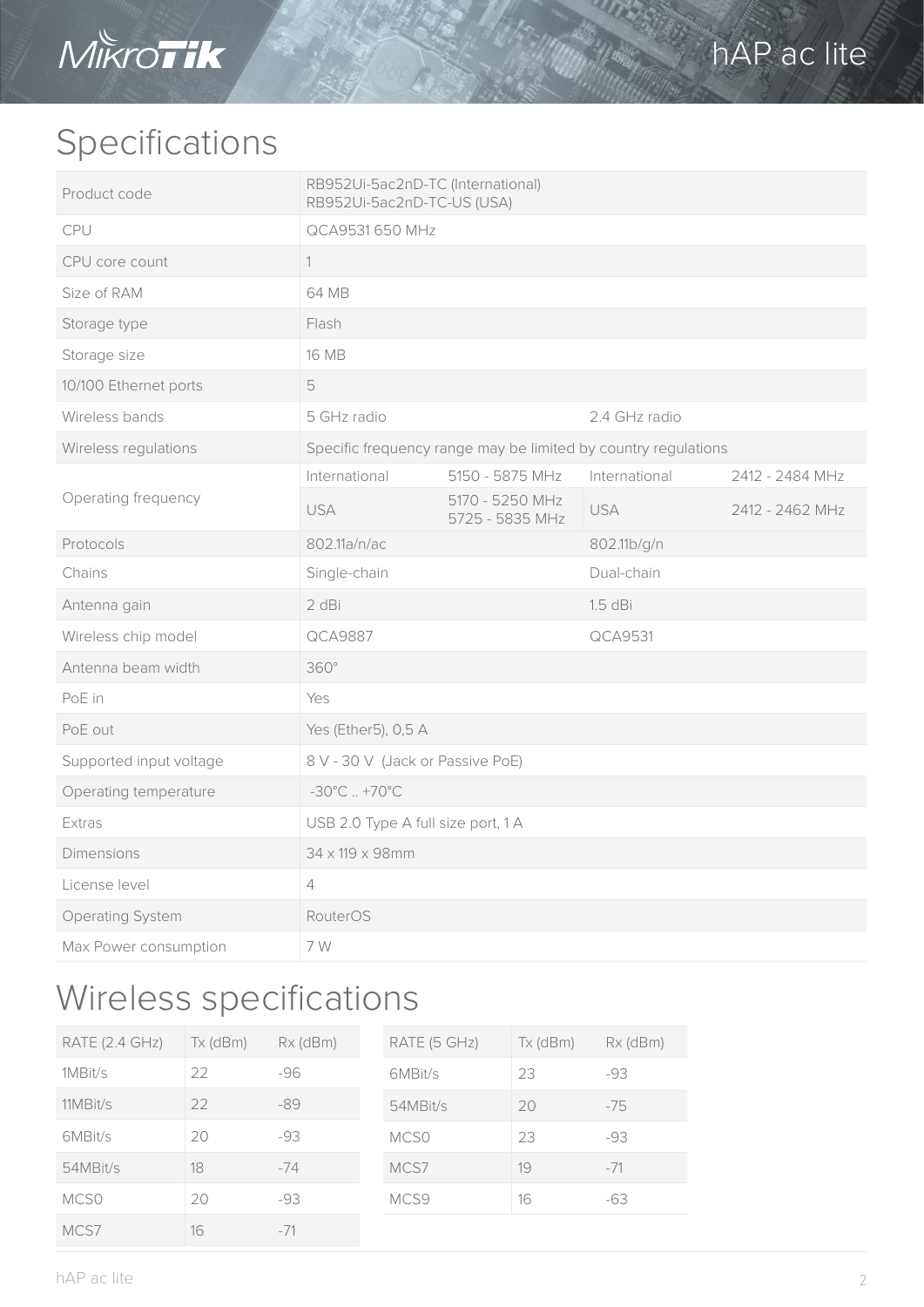## Specifications

| | | | | |
|---|---|---|---|---|
| Product code | RB952Ui-5ac2nD-TC (International)<br>RB952Ui-5ac2nD-TC-US (USA) | | | |
| CPU | QCA9531 650 MHz | | | |
| CPU core count | 1 | | | |
| Size of RAM | 64 MB | | | |
| Storage type | Flash | | | |
| Storage size | 16 MB | | | |
| 10/100 Ethernet ports | 5 | | | |
| Wireless bands | 5 GHz radio | | 2.4 GHz radio | |
| Wireless regulations | Specific frequency range may be limited by country regulations | | | |
| Operating frequency | International | 5150 - 5875 MHz | International | 2412 - 2484 MHz |
| | USA | 5170 - 5250 MHz<br>5725 - 5835 MHz | USA | 2412 - 2462 MHz |
| Protocols | 802.11a/n/ac | | 802.11b/g/n | |
| Chains | Single-chain | | Dual-chain | |
| Antenna gain | 2 dBi | | 1.5 dBi | |
| Wireless chip model | QCA9887 | | QCA9531 | |
| Antenna beam width | 360° | | | |
| PoE in | Yes | | | |
| PoE out | Yes (Ether5), 0,5 A | | | |
| Supported input voltage | 8 V - 30 V (Jack or Passive PoE) | | | |
| Operating temperature | -30°C .. +70°C | | | |
| Extras | USB 2.0 Type A full size port, 1 A | | | |
| Dimensions | 34 x 119 x 98mm | | | |
| License level | 4 | | | |
| Operating System | RouterOS | | | |
| Max Power consumption | 7 W | | | |

## Wireless specifications

| RATE (2.4 GHz) | Tx (dBm) | Rx (dBm) |
|---|---|---|
| 1MBit/s | 22 | -96 |
| 11MBit/s | 22 | -89 |
| 6MBit/s | 20 | -93 |
| 54MBit/s | 18 | -74 |
| MCS0 | 20 | -93 |
| MCS7 | 16 | -71 |

| RATE (5 GHz) | Tx (dBm) | Rx (dBm) |
|---|---|---|
| 6MBit/s | 23 | -93 |
| 54MBit/s | 20 | -75 |
| MCS0 | 23 | -93 |
| MCS7 | 19 | -71 |
| MCS9 | 16 | -63 |